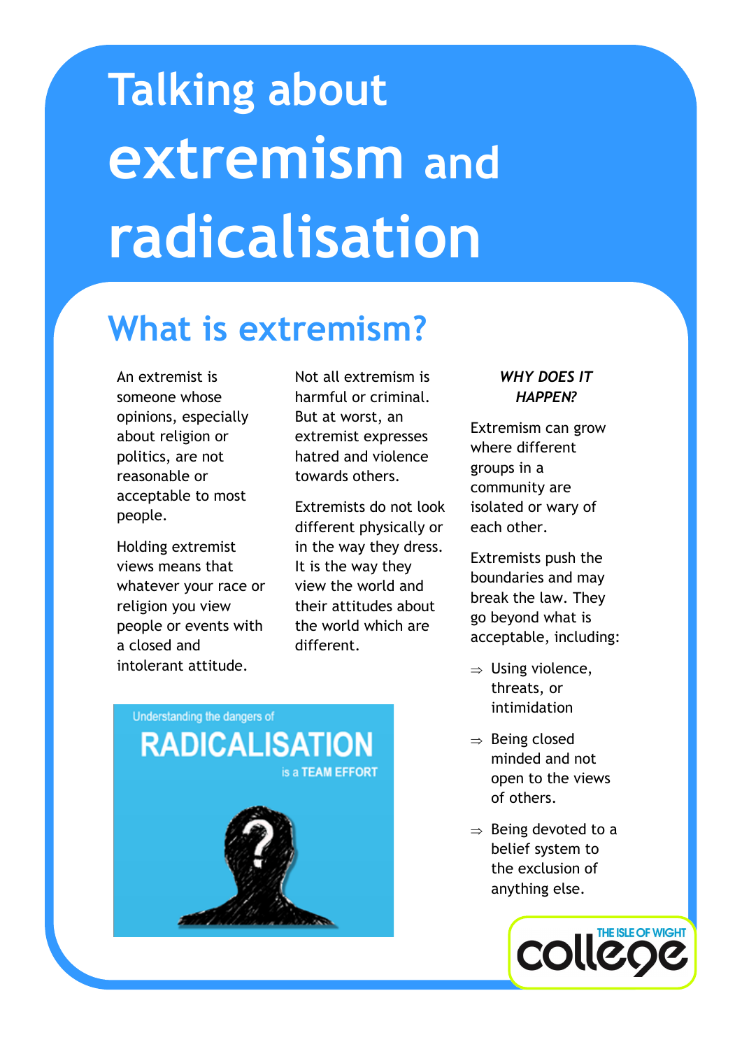# Talking about extremism and radicalisation

## What is extremism?

An extremist is someone whose opinions, especially about religion or politics, are not reasonable or acceptable to most people.

Holding extremist views means that whatever your race or religion you view people or events with a closed and intolerant attitude.

Not all extremism is harmful or criminal. But at worst, an extremist expresses hatred and violence towards others.

Extremists do not look different physically or in the way they dress. It is the way they view the world and their attitudes about the world which are different.

***WHY DOES IT HAPPEN?***

Extremism can grow where different groups in a community are isolated or wary of each other.

Extremists push the boundaries and may break the law. They go beyond what is acceptable, including:

- ⇒ Using violence, threats, or intimidation
- ⇒ Being closed minded and not open to the views of others.
- ⇒ Being devoted to a belief system to the exclusion of anything else.

Understanding the dangers of RADICALISATION is a TEAM EFFORT

THE ISLE OF WIGHT college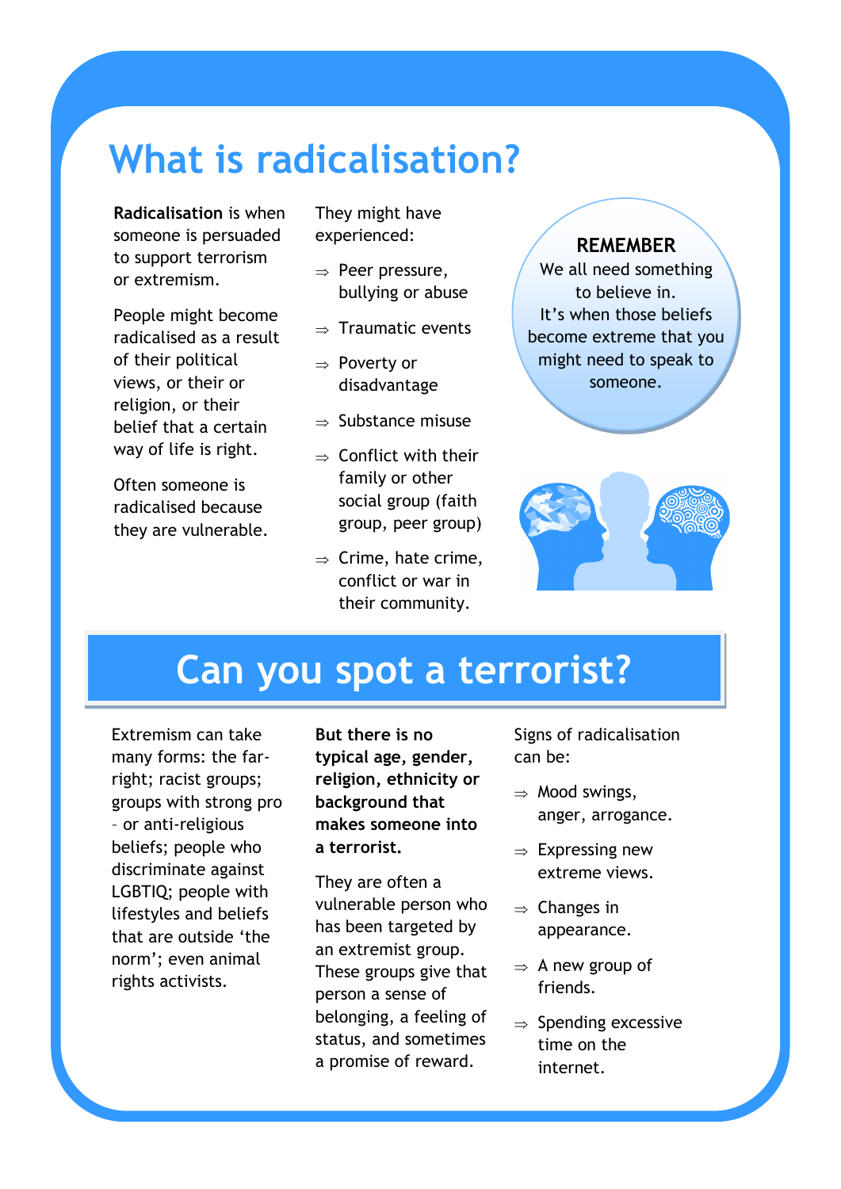# What is radicalisation?

**Radicalisation** is when someone is persuaded to support terrorism or extremism.

People might become radicalised as a result of their political views, or their or religion, or their belief that a certain way of life is right.

Often someone is radicalised because they are vulnerable.

They might have experienced:

- ⇒ Peer pressure, bullying or abuse
- ⇒ Traumatic events
- ⇒ Poverty or disadvantage
- ⇒ Substance misuse
- ⇒ Conflict with their family or other social group (faith group, peer group)
- ⇒ Crime, hate crime, conflict or war in their community.

**REMEMBER**

We all need something to believe in.

It's when those beliefs become extreme that you might need to speak to someone.

## Can you spot a terrorist?

Extremism can take many forms: the far-right; racist groups; groups with strong pro – or anti-religious beliefs; people who discriminate against LGBTIQ; people with lifestyles and beliefs that are outside 'the norm'; even animal rights activists.

**But there is no typical age, gender, religion, ethnicity or background that makes someone into a terrorist.**

They are often a vulnerable person who has been targeted by an extremist group. These groups give that person a sense of belonging, a feeling of status, and sometimes a promise of reward.

Signs of radicalisation can be:

- ⇒ Mood swings, anger, arrogance.
- ⇒ Expressing new extreme views.
- ⇒ Changes in appearance.
- ⇒ A new group of friends.
- ⇒ Spending excessive time on the internet.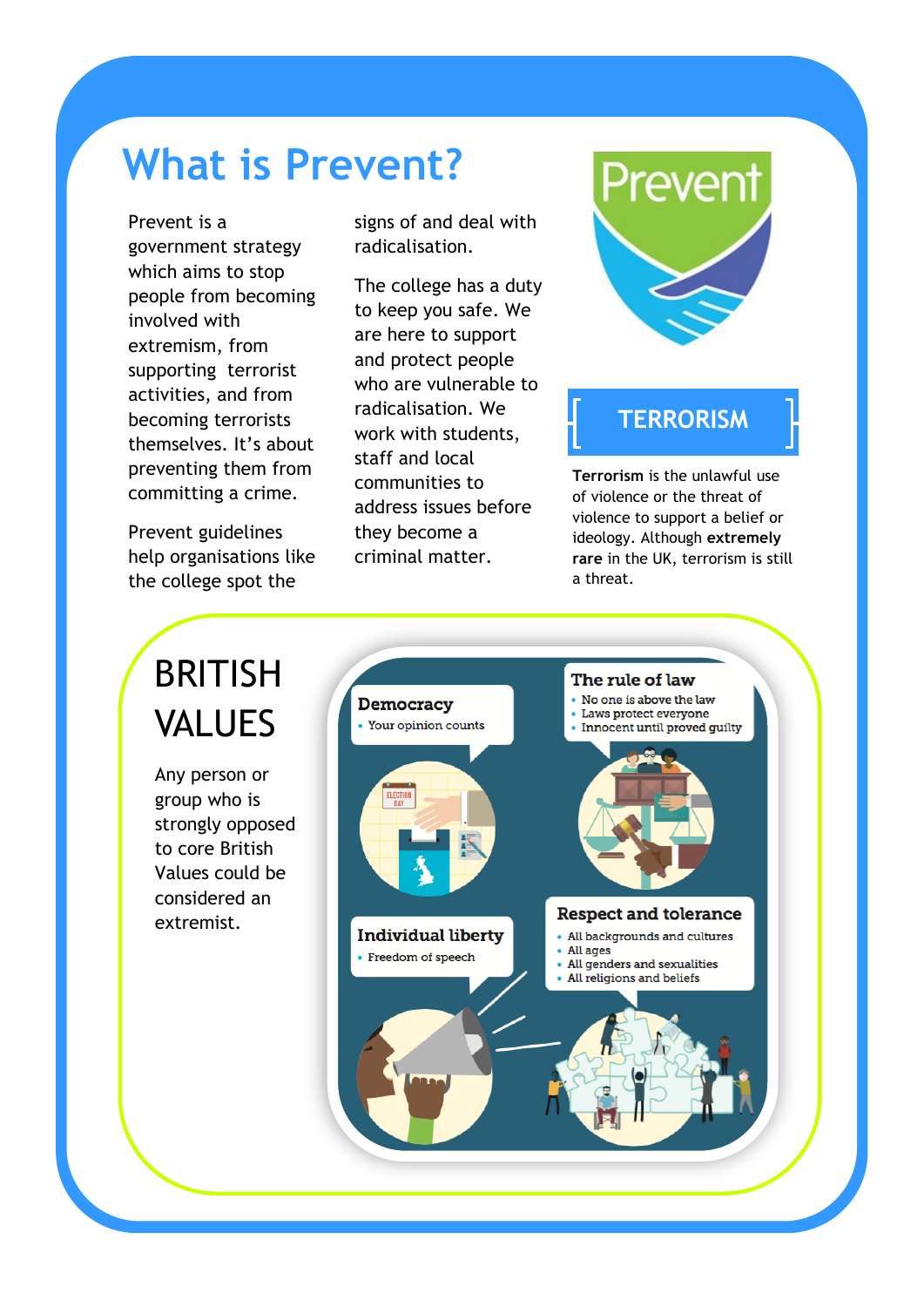# What is Prevent?

Prevent is a government strategy which aims to stop people from becoming involved with extremism, from supporting terrorist activities, and from becoming terrorists themselves. It's about preventing them from committing a crime.

Prevent guidelines help organisations like the college spot the signs of and deal with radicalisation.

The college has a duty to keep you safe. We are here to support and protect people who are vulnerable to radicalisation. We work with students, staff and local communities to address issues before they become a criminal matter.

## TERRORISM

**Terrorism** is the unlawful use of violence or the threat of violence to support a belief or ideology. Although **extremely rare** in the UK, terrorism is still a threat.

## BRITISH VALUES

Any person or group who is strongly opposed to core British Values could be considered an extremist.

**Democracy**
- Your opinion counts

**The rule of law**
- No one is above the law
- Laws protect everyone
- Innocent until proved guilty

**Individual liberty**
- Freedom of speech

**Respect and tolerance**
- All backgrounds and cultures
- All ages
- All genders and sexualities
- All religions and beliefs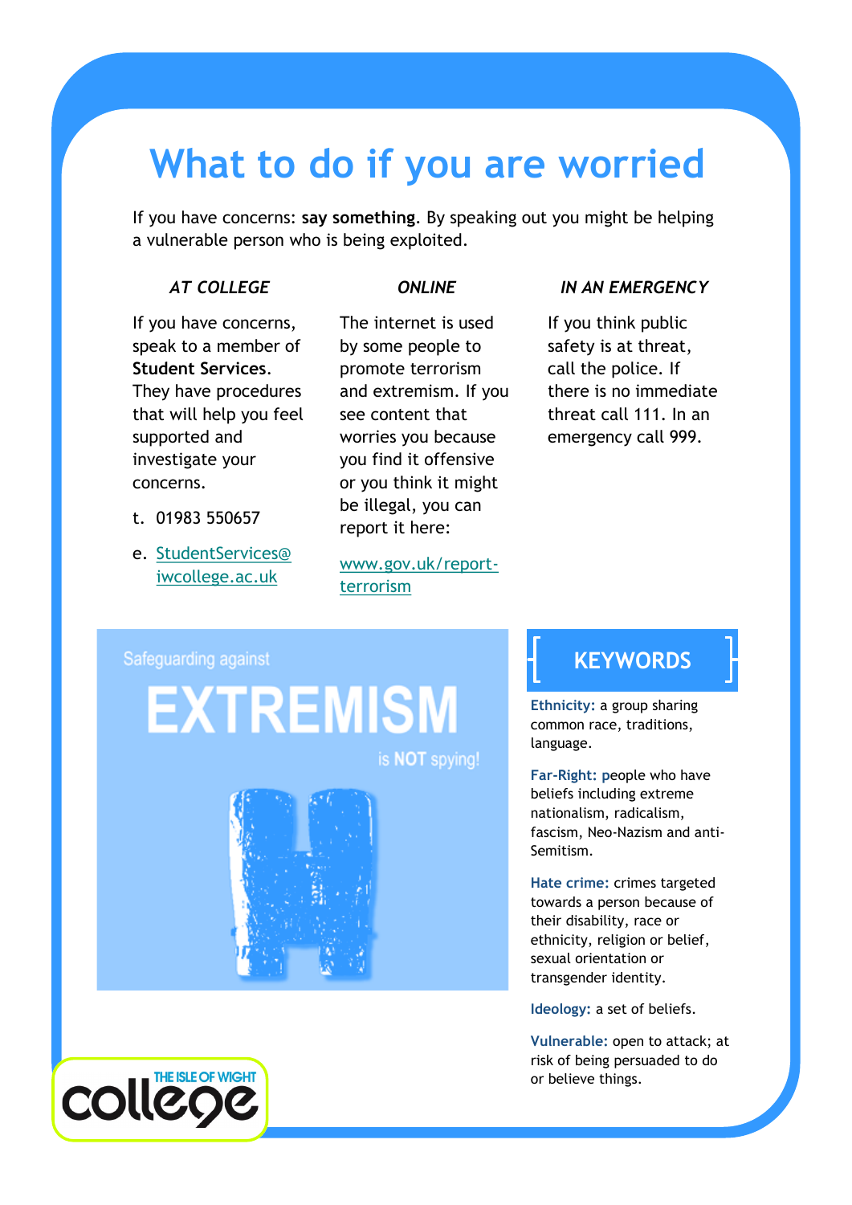# What to do if you are worried

If you have concerns: **say something**. By speaking out you might be helping a vulnerable person who is being exploited.

### *AT COLLEGE*

If you have concerns, speak to a member of **Student Services**. They have procedures that will help you feel supported and investigate your concerns.

t. 01983 550657

e. StudentServices@iwcollege.ac.uk

### *ONLINE*

The internet is used by some people to promote terrorism and extremism. If you see content that worries you because you find it offensive or you think it might be illegal, you can report it here:

www.gov.uk/report-terrorism

### *IN AN EMERGENCY*

If you think public safety is at threat, call the police. If there is no immediate threat call 111. In an emergency call 999.

Safeguarding against

EXTREMISM

is NOT spying!

## KEYWORDS

**Ethnicity:** a group sharing common race, traditions, language.

**Far-Right:** people who have beliefs including extreme nationalism, radicalism, fascism, Neo-Nazism and anti-Semitism.

**Hate crime:** crimes targeted towards a person because of their disability, race or ethnicity, religion or belief, sexual orientation or transgender identity.

**Ideology:** a set of beliefs.

**Vulnerable:** open to attack; at risk of being persuaded to do or believe things.

THE ISLE OF WIGHT college